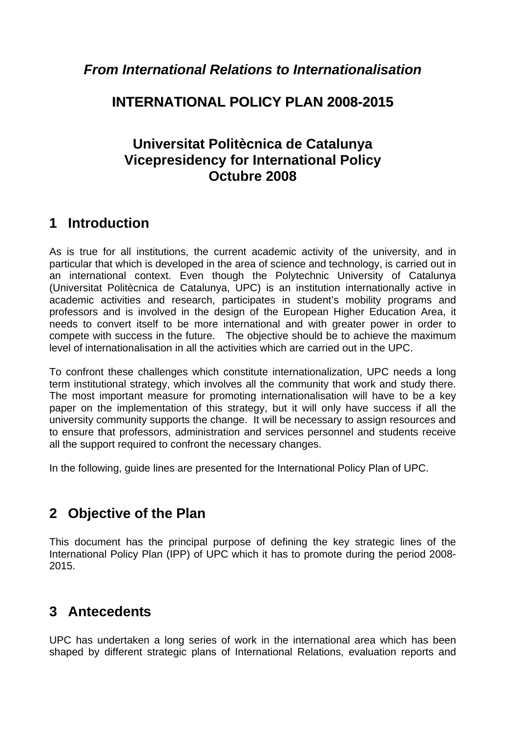***From International Relations to Internationalisation***

# INTERNATIONAL POLICY PLAN 2008-2015

**Universitat Politècnica de Catalunya**
**Vicepresidency for International Policy**
**Octubre 2008**

## 1 Introduction

As is true for all institutions, the current academic activity of the university, and in particular that which is developed in the area of science and technology, is carried out in an international context. Even though the Polytechnic University of Catalunya (Universitat Politècnica de Catalunya, UPC) is an institution internationally active in academic activities and research, participates in student's mobility programs and professors and is involved in the design of the European Higher Education Area, it needs to convert itself to be more international and with greater power in order to compete with success in the future. The objective should be to achieve the maximum level of internationalisation in all the activities which are carried out in the UPC.

To confront these challenges which constitute internationalization, UPC needs a long term institutional strategy, which involves all the community that work and study there. The most important measure for promoting internationalisation will have to be a key paper on the implementation of this strategy, but it will only have success if all the university community supports the change. It will be necessary to assign resources and to ensure that professors, administration and services personnel and students receive all the support required to confront the necessary changes.

In the following, guide lines are presented for the International Policy Plan of UPC.

## 2 Objective of the Plan

This document has the principal purpose of defining the key strategic lines of the International Policy Plan (IPP) of UPC which it has to promote during the period 2008-2015.

## 3 Antecedents

UPC has undertaken a long series of work in the international area which has been shaped by different strategic plans of International Relations, evaluation reports and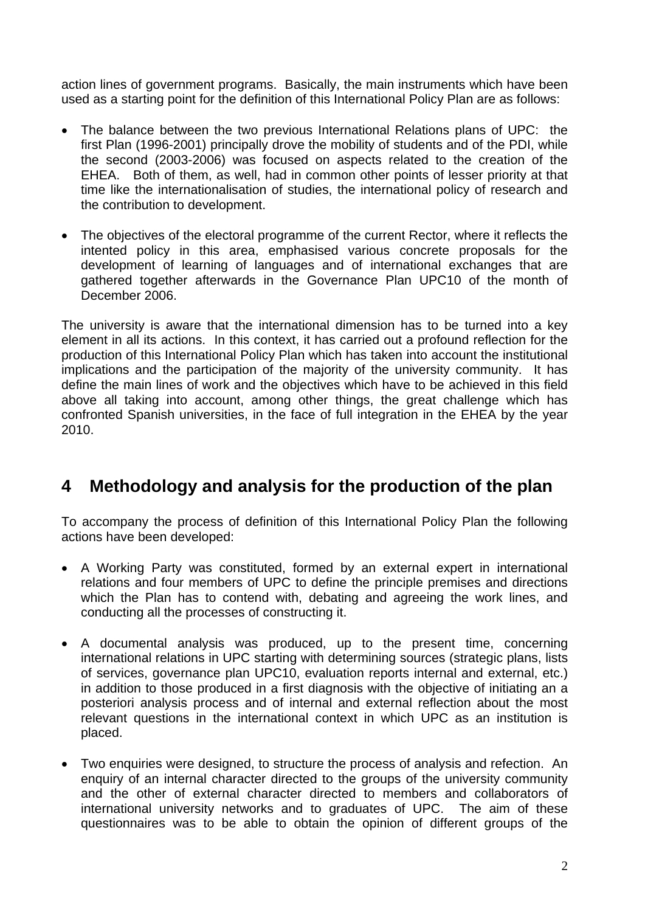action lines of government programs. Basically, the main instruments which have been used as a starting point for the definition of this International Policy Plan are as follows:

- The balance between the two previous International Relations plans of UPC: the first Plan (1996-2001) principally drove the mobility of students and of the PDI, while the second (2003-2006) was focused on aspects related to the creation of the EHEA. Both of them, as well, had in common other points of lesser priority at that time like the internationalisation of studies, the international policy of research and the contribution to development.

- The objectives of the electoral programme of the current Rector, where it reflects the intented policy in this area, emphasised various concrete proposals for the development of learning of languages and of international exchanges that are gathered together afterwards in the Governance Plan UPC10 of the month of December 2006.

The university is aware that the international dimension has to be turned into a key element in all its actions. In this context, it has carried out a profound reflection for the production of this International Policy Plan which has taken into account the institutional implications and the participation of the majority of the university community. It has define the main lines of work and the objectives which have to be achieved in this field above all taking into account, among other things, the great challenge which has confronted Spanish universities, in the face of full integration in the EHEA by the year 2010.

# 4 Methodology and analysis for the production of the plan

To accompany the process of definition of this International Policy Plan the following actions have been developed:

- A Working Party was constituted, formed by an external expert in international relations and four members of UPC to define the principle premises and directions which the Plan has to contend with, debating and agreeing the work lines, and conducting all the processes of constructing it.

- A documental analysis was produced, up to the present time, concerning international relations in UPC starting with determining sources (strategic plans, lists of services, governance plan UPC10, evaluation reports internal and external, etc.) in addition to those produced in a first diagnosis with the objective of initiating an a posteriori analysis process and of internal and external reflection about the most relevant questions in the international context in which UPC as an institution is placed.

- Two enquiries were designed, to structure the process of analysis and refection. An enquiry of an internal character directed to the groups of the university community and the other of external character directed to members and collaborators of international university networks and to graduates of UPC. The aim of these questionnaires was to be able to obtain the opinion of different groups of the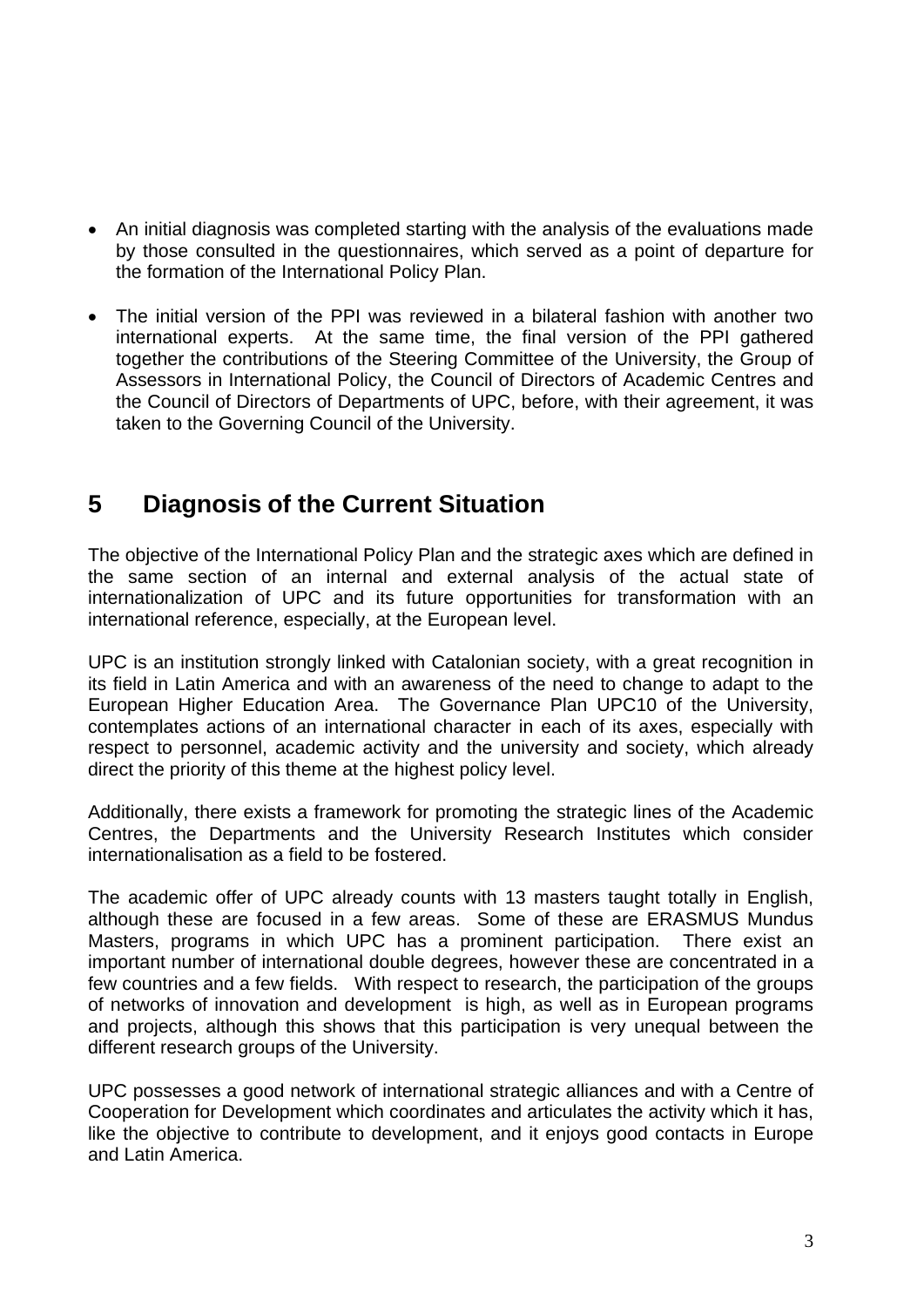- An initial diagnosis was completed starting with the analysis of the evaluations made by those consulted in the questionnaires, which served as a point of departure for the formation of the International Policy Plan.

- The initial version of the PPI was reviewed in a bilateral fashion with another two international experts. At the same time, the final version of the PPI gathered together the contributions of the Steering Committee of the University, the Group of Assessors in International Policy, the Council of Directors of Academic Centres and the Council of Directors of Departments of UPC, before, with their agreement, it was taken to the Governing Council of the University.

# 5 Diagnosis of the Current Situation

The objective of the International Policy Plan and the strategic axes which are defined in the same section of an internal and external analysis of the actual state of internationalization of UPC and its future opportunities for transformation with an international reference, especially, at the European level.

UPC is an institution strongly linked with Catalonian society, with a great recognition in its field in Latin America and with an awareness of the need to change to adapt to the European Higher Education Area. The Governance Plan UPC10 of the University, contemplates actions of an international character in each of its axes, especially with respect to personnel, academic activity and the university and society, which already direct the priority of this theme at the highest policy level.

Additionally, there exists a framework for promoting the strategic lines of the Academic Centres, the Departments and the University Research Institutes which consider internationalisation as a field to be fostered.

The academic offer of UPC already counts with 13 masters taught totally in English, although these are focused in a few areas. Some of these are ERASMUS Mundus Masters, programs in which UPC has a prominent participation. There exist an important number of international double degrees, however these are concentrated in a few countries and a few fields. With respect to research, the participation of the groups of networks of innovation and development is high, as well as in European programs and projects, although this shows that this participation is very unequal between the different research groups of the University.

UPC possesses a good network of international strategic alliances and with a Centre of Cooperation for Development which coordinates and articulates the activity which it has, like the objective to contribute to development, and it enjoys good contacts in Europe and Latin America.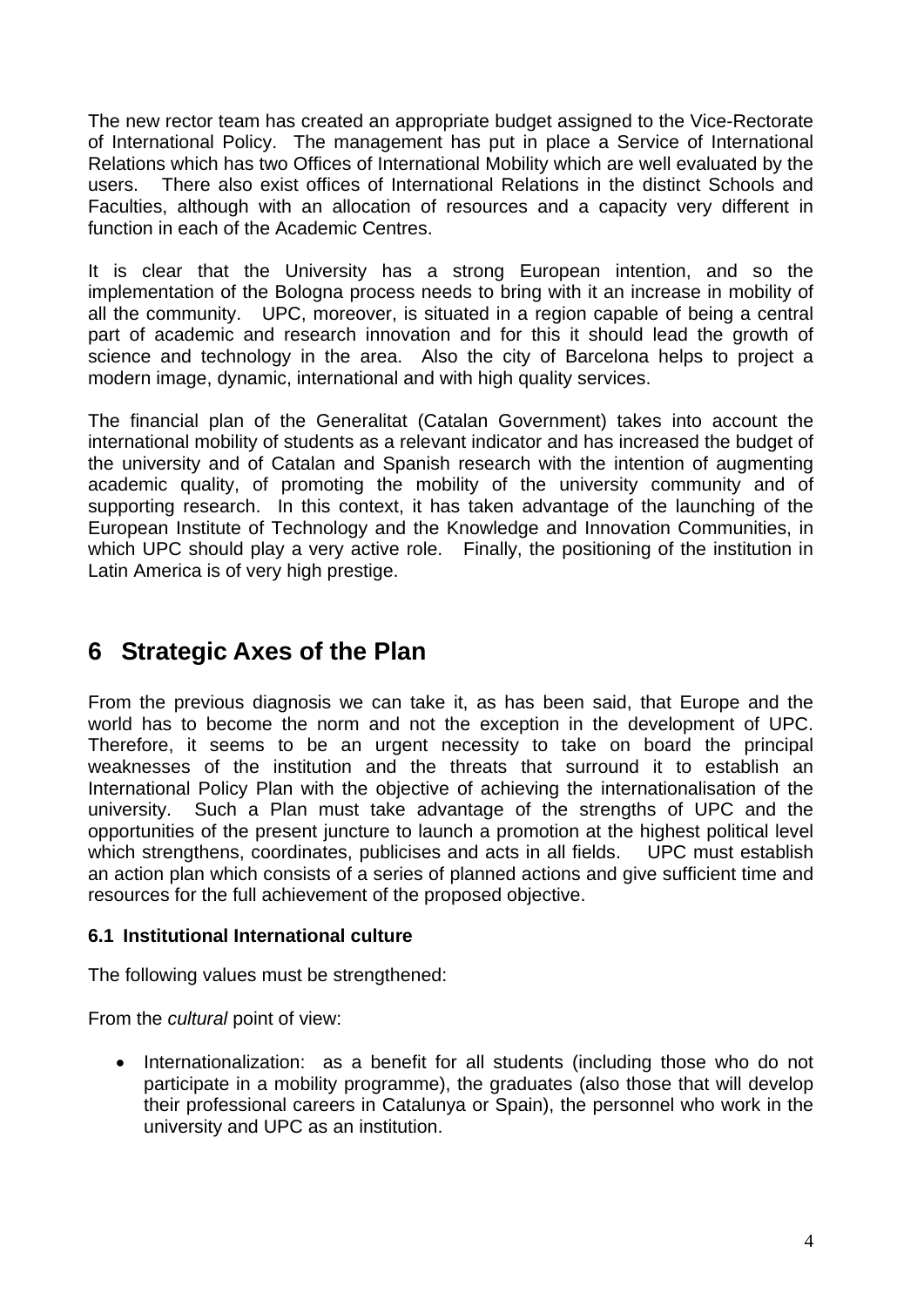The new rector team has created an appropriate budget assigned to the Vice-Rectorate of International Policy. The management has put in place a Service of International Relations which has two Offices of International Mobility which are well evaluated by the users. There also exist offices of International Relations in the distinct Schools and Faculties, although with an allocation of resources and a capacity very different in function in each of the Academic Centres.

It is clear that the University has a strong European intention, and so the implementation of the Bologna process needs to bring with it an increase in mobility of all the community. UPC, moreover, is situated in a region capable of being a central part of academic and research innovation and for this it should lead the growth of science and technology in the area. Also the city of Barcelona helps to project a modern image, dynamic, international and with high quality services.

The financial plan of the Generalitat (Catalan Government) takes into account the international mobility of students as a relevant indicator and has increased the budget of the university and of Catalan and Spanish research with the intention of augmenting academic quality, of promoting the mobility of the university community and of supporting research. In this context, it has taken advantage of the launching of the European Institute of Technology and the Knowledge and Innovation Communities, in which UPC should play a very active role. Finally, the positioning of the institution in Latin America is of very high prestige.

# 6 Strategic Axes of the Plan

From the previous diagnosis we can take it, as has been said, that Europe and the world has to become the norm and not the exception in the development of UPC. Therefore, it seems to be an urgent necessity to take on board the principal weaknesses of the institution and the threats that surround it to establish an International Policy Plan with the objective of achieving the internationalisation of the university. Such a Plan must take advantage of the strengths of UPC and the opportunities of the present juncture to launch a promotion at the highest political level which strengthens, coordinates, publicises and acts in all fields. UPC must establish an action plan which consists of a series of planned actions and give sufficient time and resources for the full achievement of the proposed objective.

### 6.1 Institutional International culture

The following values must be strengthened:

From the *cultural* point of view:

- Internationalization: as a benefit for all students (including those who do not participate in a mobility programme), the graduates (also those that will develop their professional careers in Catalunya or Spain), the personnel who work in the university and UPC as an institution.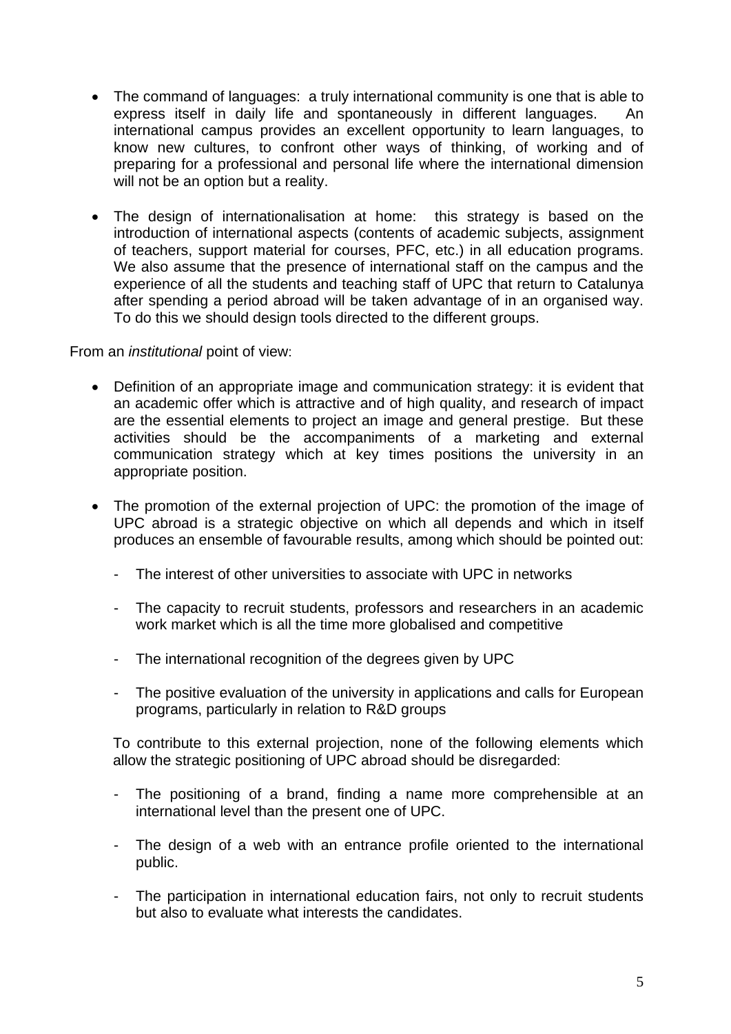- The command of languages: a truly international community is one that is able to express itself in daily life and spontaneously in different languages. An international campus provides an excellent opportunity to learn languages, to know new cultures, to confront other ways of thinking, of working and of preparing for a professional and personal life where the international dimension will not be an option but a reality.

- The design of internationalisation at home: this strategy is based on the introduction of international aspects (contents of academic subjects, assignment of teachers, support material for courses, PFC, etc.) in all education programs. We also assume that the presence of international staff on the campus and the experience of all the students and teaching staff of UPC that return to Catalunya after spending a period abroad will be taken advantage of in an organised way. To do this we should design tools directed to the different groups.

From an *institutional* point of view:

- Definition of an appropriate image and communication strategy: it is evident that an academic offer which is attractive and of high quality, and research of impact are the essential elements to project an image and general prestige. But these activities should be the accompaniments of a marketing and external communication strategy which at key times positions the university in an appropriate position.

- The promotion of the external projection of UPC: the promotion of the image of UPC abroad is a strategic objective on which all depends and which in itself produces an ensemble of favourable results, among which should be pointed out:

  - The interest of other universities to associate with UPC in networks
  - The capacity to recruit students, professors and researchers in an academic work market which is all the time more globalised and competitive
  - The international recognition of the degrees given by UPC
  - The positive evaluation of the university in applications and calls for European programs, particularly in relation to R&D groups

  To contribute to this external projection, none of the following elements which allow the strategic positioning of UPC abroad should be disregarded:

  - The positioning of a brand, finding a name more comprehensible at an international level than the present one of UPC.
  - The design of a web with an entrance profile oriented to the international public.
  - The participation in international education fairs, not only to recruit students but also to evaluate what interests the candidates.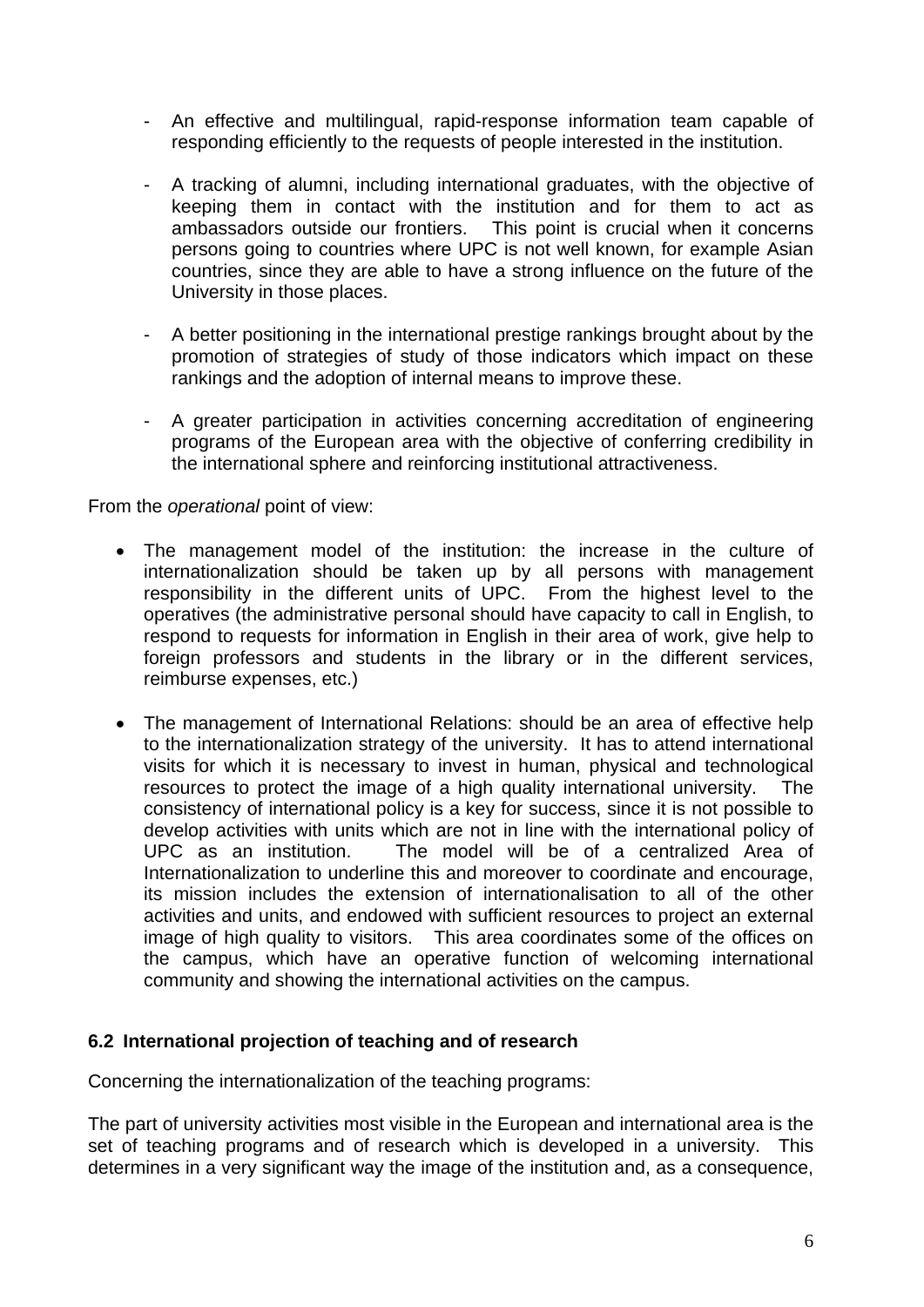- An effective and multilingual, rapid-response information team capable of responding efficiently to the requests of people interested in the institution.

- A tracking of alumni, including international graduates, with the objective of keeping them in contact with the institution and for them to act as ambassadors outside our frontiers. This point is crucial when it concerns persons going to countries where UPC is not well known, for example Asian countries, since they are able to have a strong influence on the future of the University in those places.

- A better positioning in the international prestige rankings brought about by the promotion of strategies of study of those indicators which impact on these rankings and the adoption of internal means to improve these.

- A greater participation in activities concerning accreditation of engineering programs of the European area with the objective of conferring credibility in the international sphere and reinforcing institutional attractiveness.

From the *operational* point of view:

- The management model of the institution: the increase in the culture of internationalization should be taken up by all persons with management responsibility in the different units of UPC. From the highest level to the operatives (the administrative personal should have capacity to call in English, to respond to requests for information in English in their area of work, give help to foreign professors and students in the library or in the different services, reimburse expenses, etc.)

- The management of International Relations: should be an area of effective help to the internationalization strategy of the university. It has to attend international visits for which it is necessary to invest in human, physical and technological resources to protect the image of a high quality international university. The consistency of international policy is a key for success, since it is not possible to develop activities with units which are not in line with the international policy of UPC as an institution. The model will be of a centralized Area of Internationalization to underline this and moreover to coordinate and encourage, its mission includes the extension of internationalisation to all of the other activities and units, and endowed with sufficient resources to project an external image of high quality to visitors. This area coordinates some of the offices on the campus, which have an operative function of welcoming international community and showing the international activities on the campus.

### 6.2 International projection of teaching and of research

Concerning the internationalization of the teaching programs:

The part of university activities most visible in the European and international area is the set of teaching programs and of research which is developed in a university. This determines in a very significant way the image of the institution and, as a consequence,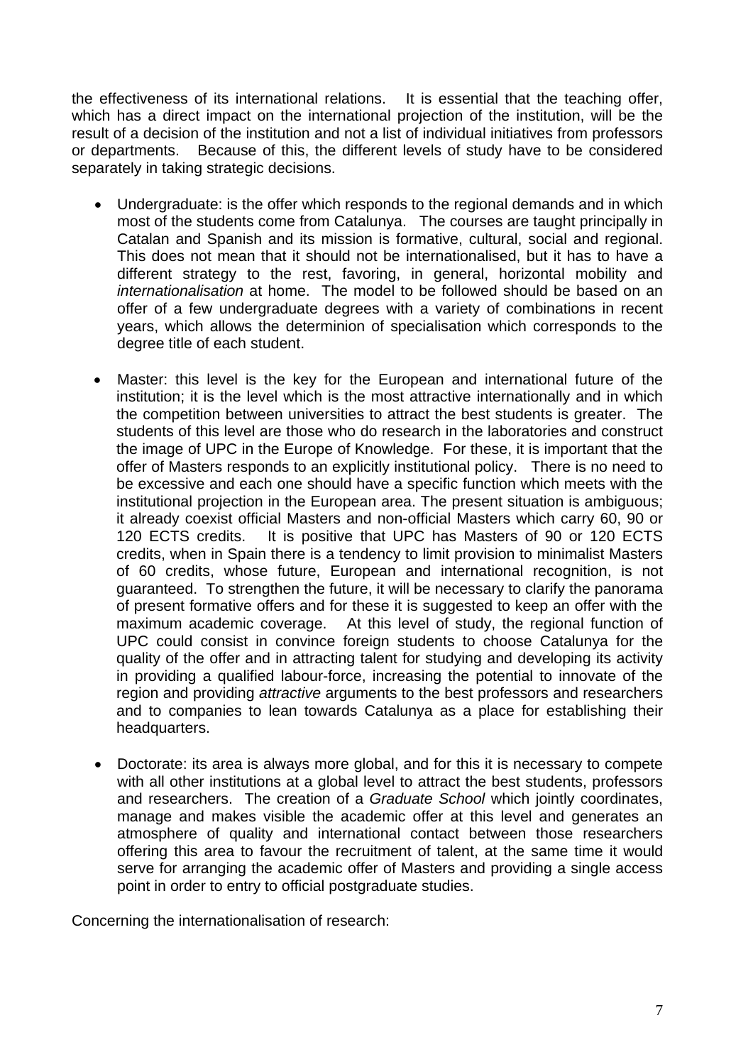the effectiveness of its international relations. It is essential that the teaching offer, which has a direct impact on the international projection of the institution, will be the result of a decision of the institution and not a list of individual initiatives from professors or departments. Because of this, the different levels of study have to be considered separately in taking strategic decisions.

- Undergraduate: is the offer which responds to the regional demands and in which most of the students come from Catalunya. The courses are taught principally in Catalan and Spanish and its mission is formative, cultural, social and regional. This does not mean that it should not be internationalised, but it has to have a different strategy to the rest, favoring, in general, horizontal mobility and *internationalisation* at home. The model to be followed should be based on an offer of a few undergraduate degrees with a variety of combinations in recent years, which allows the determinion of specialisation which corresponds to the degree title of each student.

- Master: this level is the key for the European and international future of the institution; it is the level which is the most attractive internationally and in which the competition between universities to attract the best students is greater. The students of this level are those who do research in the laboratories and construct the image of UPC in the Europe of Knowledge. For these, it is important that the offer of Masters responds to an explicitly institutional policy. There is no need to be excessive and each one should have a specific function which meets with the institutional projection in the European area. The present situation is ambiguous; it already coexist official Masters and non-official Masters which carry 60, 90 or 120 ECTS credits. It is positive that UPC has Masters of 90 or 120 ECTS credits, when in Spain there is a tendency to limit provision to minimalist Masters of 60 credits, whose future, European and international recognition, is not guaranteed. To strengthen the future, it will be necessary to clarify the panorama of present formative offers and for these it is suggested to keep an offer with the maximum academic coverage. At this level of study, the regional function of UPC could consist in convince foreign students to choose Catalunya for the quality of the offer and in attracting talent for studying and developing its activity in providing a qualified labour-force, increasing the potential to innovate of the region and providing *attractive* arguments to the best professors and researchers and to companies to lean towards Catalunya as a place for establishing their headquarters.

- Doctorate: its area is always more global, and for this it is necessary to compete with all other institutions at a global level to attract the best students, professors and researchers. The creation of a *Graduate School* which jointly coordinates, manage and makes visible the academic offer at this level and generates an atmosphere of quality and international contact between those researchers offering this area to favour the recruitment of talent, at the same time it would serve for arranging the academic offer of Masters and providing a single access point in order to entry to official postgraduate studies.

Concerning the internationalisation of research: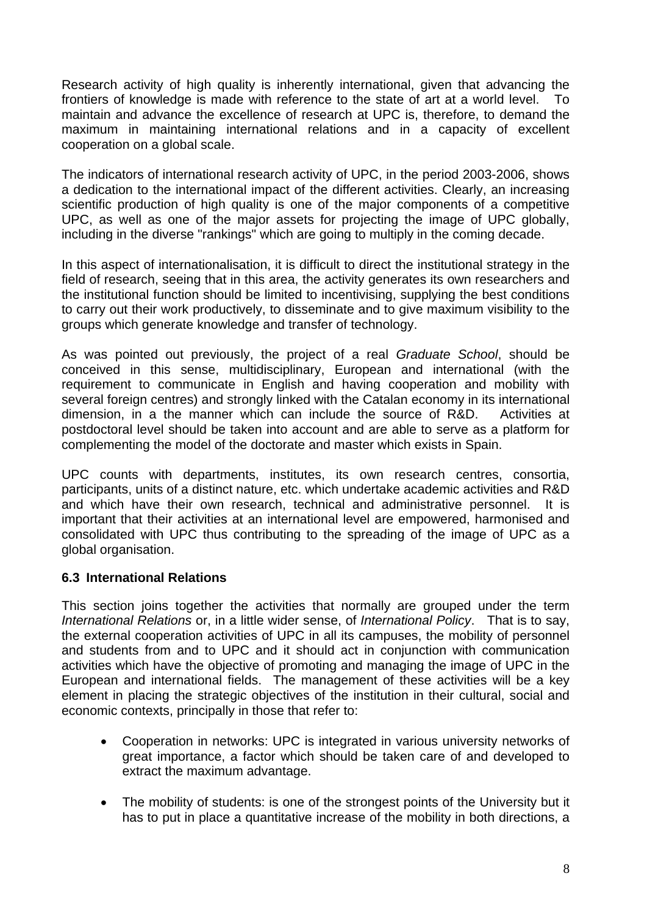Research activity of high quality is inherently international, given that advancing the frontiers of knowledge is made with reference to the state of art at a world level. To maintain and advance the excellence of research at UPC is, therefore, to demand the maximum in maintaining international relations and in a capacity of excellent cooperation on a global scale.

The indicators of international research activity of UPC, in the period 2003-2006, shows a dedication to the international impact of the different activities. Clearly, an increasing scientific production of high quality is one of the major components of a competitive UPC, as well as one of the major assets for projecting the image of UPC globally, including in the diverse "rankings" which are going to multiply in the coming decade.

In this aspect of internationalisation, it is difficult to direct the institutional strategy in the field of research, seeing that in this area, the activity generates its own researchers and the institutional function should be limited to incentivising, supplying the best conditions to carry out their work productively, to disseminate and to give maximum visibility to the groups which generate knowledge and transfer of technology.

As was pointed out previously, the project of a real *Graduate School*, should be conceived in this sense, multidisciplinary, European and international (with the requirement to communicate in English and having cooperation and mobility with several foreign centres) and strongly linked with the Catalan economy in its international dimension, in a the manner which can include the source of R&D. Activities at postdoctoral level should be taken into account and are able to serve as a platform for complementing the model of the doctorate and master which exists in Spain.

UPC counts with departments, institutes, its own research centres, consortia, participants, units of a distinct nature, etc. which undertake academic activities and R&D and which have their own research, technical and administrative personnel. It is important that their activities at an international level are empowered, harmonised and consolidated with UPC thus contributing to the spreading of the image of UPC as a global organisation.

### 6.3 International Relations

This section joins together the activities that normally are grouped under the term *International Relations* or, in a little wider sense, of *International Policy*. That is to say, the external cooperation activities of UPC in all its campuses, the mobility of personnel and students from and to UPC and it should act in conjunction with communication activities which have the objective of promoting and managing the image of UPC in the European and international fields. The management of these activities will be a key element in placing the strategic objectives of the institution in their cultural, social and economic contexts, principally in those that refer to:

- Cooperation in networks: UPC is integrated in various university networks of great importance, a factor which should be taken care of and developed to extract the maximum advantage.

- The mobility of students: is one of the strongest points of the University but it has to put in place a quantitative increase of the mobility in both directions, a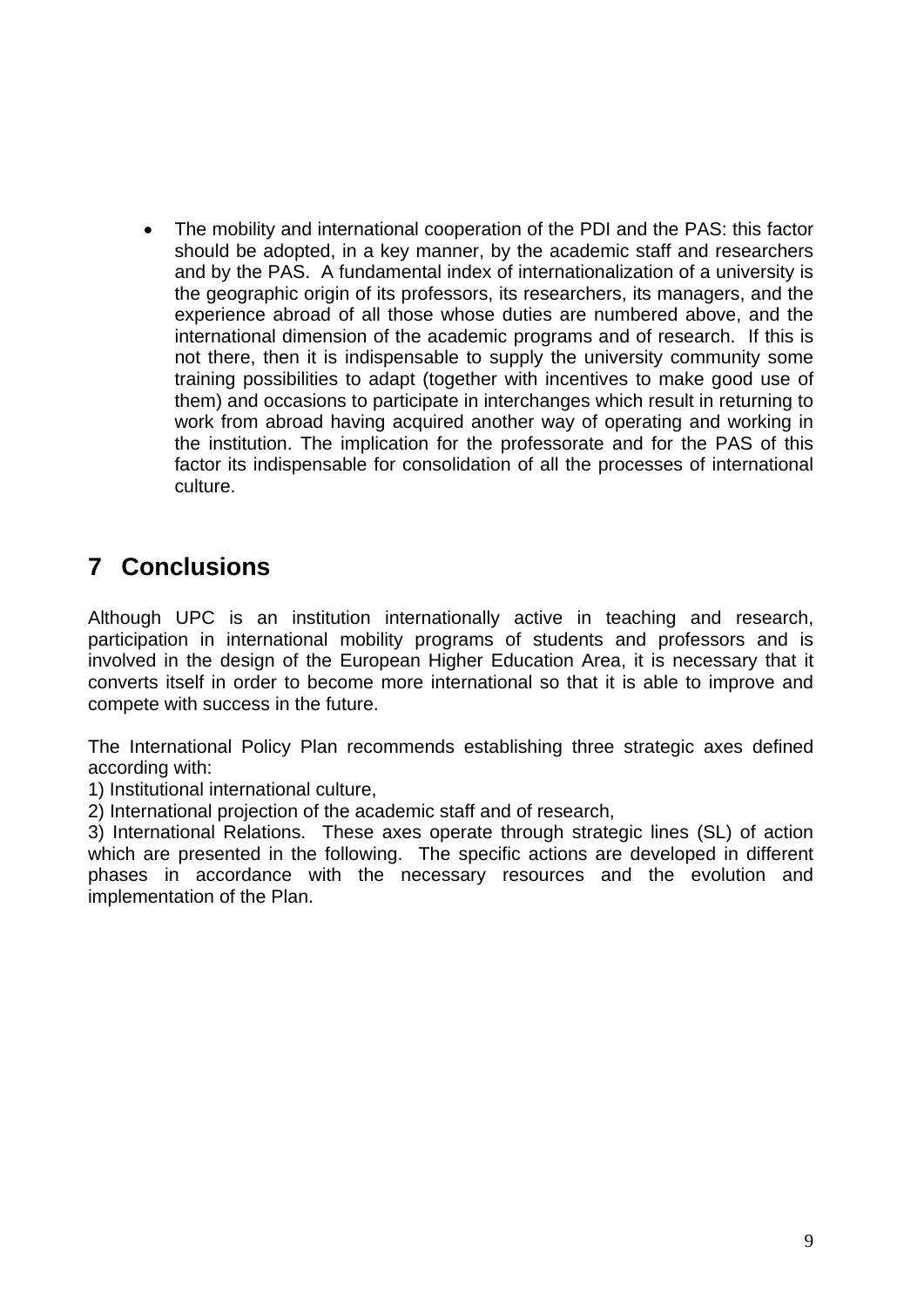- The mobility and international cooperation of the PDI and the PAS: this factor should be adopted, in a key manner, by the academic staff and researchers and by the PAS. A fundamental index of internationalization of a university is the geographic origin of its professors, its researchers, its managers, and the experience abroad of all those whose duties are numbered above, and the international dimension of the academic programs and of research. If this is not there, then it is indispensable to supply the university community some training possibilities to adapt (together with incentives to make good use of them) and occasions to participate in interchanges which result in returning to work from abroad having acquired another way of operating and working in the institution. The implication for the professorate and for the PAS of this factor its indispensable for consolidation of all the processes of international culture.

# 7 Conclusions

Although UPC is an institution internationally active in teaching and research, participation in international mobility programs of students and professors and is involved in the design of the European Higher Education Area, it is necessary that it converts itself in order to become more international so that it is able to improve and compete with success in the future.

The International Policy Plan recommends establishing three strategic axes defined according with:
1) Institutional international culture,
2) International projection of the academic staff and of research,
3) International Relations. These axes operate through strategic lines (SL) of action which are presented in the following. The specific actions are developed in different phases in accordance with the necessary resources and the evolution and implementation of the Plan.